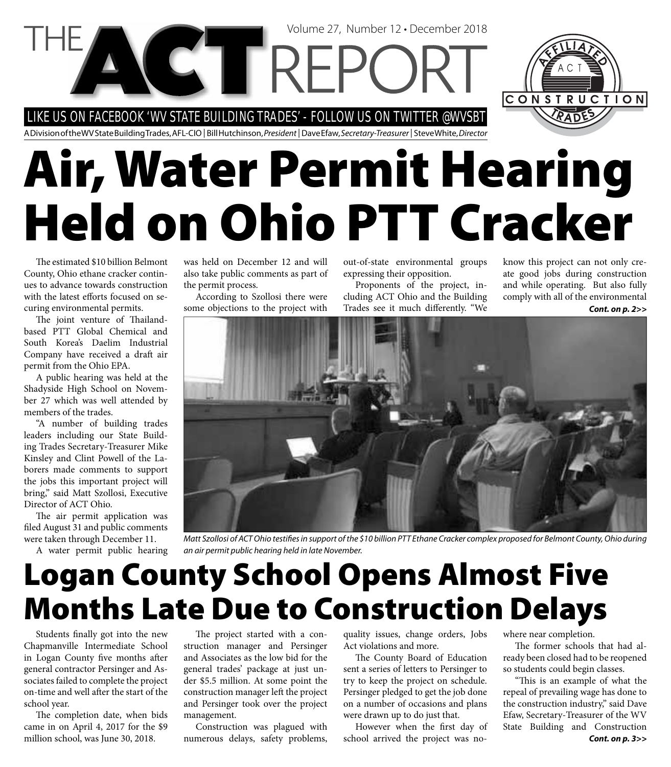# THE ACT REPORT

Volume 27, Number 12 • December 2018

LIKE US ON FACEBOOK 'WV STATE BUILDING TRADES' - FOLLOW US ON TWITTER @WVSBT

A Division of the WV State Building Trades, AFL-CIO | Bill Hutchinson, *President* | Dave Efaw, *Secretary-Treasurer* | Steve White, *Director*

# Air, Water Permit Hearing Held on Ohio PTT Cracker

The estimated $10 billion Belmont County, Ohio ethane cracker continues to advance towards construction with the latest efforts focused on securing environmental permits.

The joint venture of Thailand-based PTT Global Chemical and South Korea's Daelim Industrial Company have received a draft air permit from the Ohio EPA.

A public hearing was held at the Shadyside High School on November 27 which was well attended by members of the trades.

"A number of building trades leaders including our State Building Trades Secretary-Treasurer Mike Kinsley and Clint Powell of the Laborers made comments to support the jobs this important project will bring," said Matt Szollosi, Executive Director of ACT Ohio.

The air permit application was filed August 31 and public comments were taken through December 11.

A water permit public hearing was held on December 12 and will also take public comments as part of the permit process.

According to Szollosi there were some objections to the project with out-of-state environmental groups expressing their opposition.

Proponents of the project, including ACT Ohio and the Building Trades see it much differently. "We know this project can not only create good jobs during construction and while operating. But also fully comply with all of the environmental

***Cont. on p. 2>>***

*Matt Szollosi of ACT Ohio testifies in support of the $10 billion PTT Ethane Cracker complex proposed for Belmont County, Ohio during an air permit public hearing held in late November.*

# Logan County School Opens Almost Five Months Late Due to Construction Delays

Students finally got into the new Chapmanville Intermediate School in Logan County five months after general contractor Persinger and Associates failed to complete the project on-time and well after the start of the school year.

The completion date, when bids came in on April 4, 2017 for the $9 million school, was June 30, 2018.

The project started with a construction manager and Persinger and Associates as the low bid for the general trades' package at just under $5.5 million. At some point the construction manager left the project and Persinger took over the project management.

Construction was plagued with numerous delays, safety problems, quality issues, change orders, Jobs Act violations and more.

The County Board of Education sent a series of letters to Persinger to try to keep the project on schedule. Persinger pledged to get the job done on a number of occasions and plans were drawn up to do just that.

However when the first day of school arrived the project was nowhere near completion.

The former schools that had already been closed had to be reopened so students could begin classes.

"This is an example of what the repeal of prevailing wage has done to the construction industry," said Dave Efaw, Secretary-Treasurer of the WV State Building and Construction

***Cont. on p. 3>>***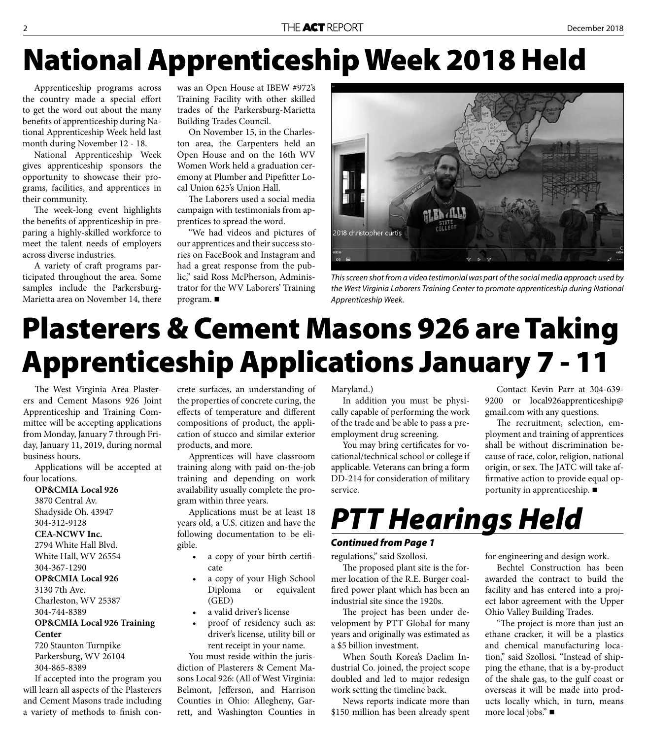# National Apprenticeship Week 2018 Held

Apprenticeship programs across the country made a special effort to get the word out about the many benefits of apprenticeship during National Apprenticeship Week held last month during November 12 - 18.

National Apprenticeship Week gives apprenticeship sponsors the opportunity to showcase their programs, facilities, and apprentices in their community.

The week-long event highlights the benefits of apprenticeship in preparing a highly-skilled workforce to meet the talent needs of employers across diverse industries.

A variety of craft programs participated throughout the area. Some samples include the Parkersburg-Marietta area on November 14, there was an Open House at IBEW #972's Training Facility with other skilled trades of the Parkersburg-Marietta Building Trades Council.

On November 15, in the Charleston area, the Carpenters held an Open House and on the 16th WV Women Work held a graduation ceremony at Plumber and Pipefitter Local Union 625's Union Hall.

The Laborers used a social media campaign with testimonials from apprentices to spread the word.

"We had videos and pictures of our apprentices and their success stories on FaceBook and Instagram and had a great response from the public," said Ross McPherson, Administrator for the WV Laborers' Training program. ■

*This screen shot from a video testimonial was part of the social media approach used by the West Virginia Laborers Training Center to promote apprenticeship during National Apprenticeship Week.*

# Plasterers & Cement Masons 926 are Taking Apprenticeship Applications January 7 - 11

The West Virginia Area Plasterers and Cement Masons 926 Joint Apprenticeship and Training Committee will be accepting applications from Monday, January 7 through Friday, January 11, 2019, during normal business hours.

Applications will be accepted at four locations.

**OP&CMIA Local 926**
3870 Central Av.
Shadyside Oh. 43947
304-312-9128

**CEA-NCWV Inc.**
2794 White Hall Blvd.
White Hall, WV 26554
304-367-1290

**OP&CMIA Local 926**
3130 7th Ave.
Charleston, WV 25387
304-744-8389

**OP&CMIA Local 926 Training Center**
720 Staunton Turnpike
Parkersburg, WV 26104
304-865-8389

If accepted into the program you will learn all aspects of the Plasterers and Cement Masons trade including a variety of methods to finish concrete surfaces, an understanding of the properties of concrete curing, the effects of temperature and different compositions of product, the application of stucco and similar exterior products, and more.

Apprentices will have classroom training along with paid on-the-job training and depending on work availability usually complete the program within three years.

Applications must be at least 18 years old, a U.S. citizen and have the following documentation to be eligible.

- a copy of your birth certificate
- a copy of your High School Diploma or equivalent (GED)
- a valid driver's license
- proof of residency such as: driver's license, utility bill or rent receipt in your name.

You must reside within the jurisdiction of Plasterers & Cement Masons Local 926: (All of West Virginia: Belmont, Jefferson, and Harrison Counties in Ohio: Allegheny, Garrett, and Washington Counties in Maryland.)

In addition you must be physically capable of performing the work of the trade and be able to pass a pre-employment drug screening.

You may bring certificates for vocational/technical school or college if applicable. Veterans can bring a form DD-214 for consideration of military service.

Contact Kevin Parr at 304-639-9200 or local926apprenticeship@gmail.com with any questions.

The recruitment, selection, employment and training of apprentices shall be without discrimination because of race, color, religion, national origin, or sex. The JATC will take affirmative action to provide equal opportunity in apprenticeship. ■

# *PTT Hearings Held*

***Continued from Page 1***

regulations," said Szollosi.

The proposed plant site is the former location of the R.E. Burger coal-fired power plant which has been an industrial site since the 1920s.

The project has been under development by PTT Global for many years and originally was estimated as a $5 billion investment.

When South Korea's Daelim Industrial Co. joined, the project scope doubled and led to major redesign work setting the timeline back.

News reports indicate more than $150 million has been already spent for engineering and design work.

Bechtel Construction has been awarded the contract to build the facility and has entered into a project labor agreement with the Upper Ohio Valley Building Trades.

"The project is more than just an ethane cracker, it will be a plastics and chemical manufacturing location," said Szollosi. "Instead of shipping the ethane, that is a by-product of the shale gas, to the gulf coast or overseas it will be made into products locally which, in turn, means more local jobs." ■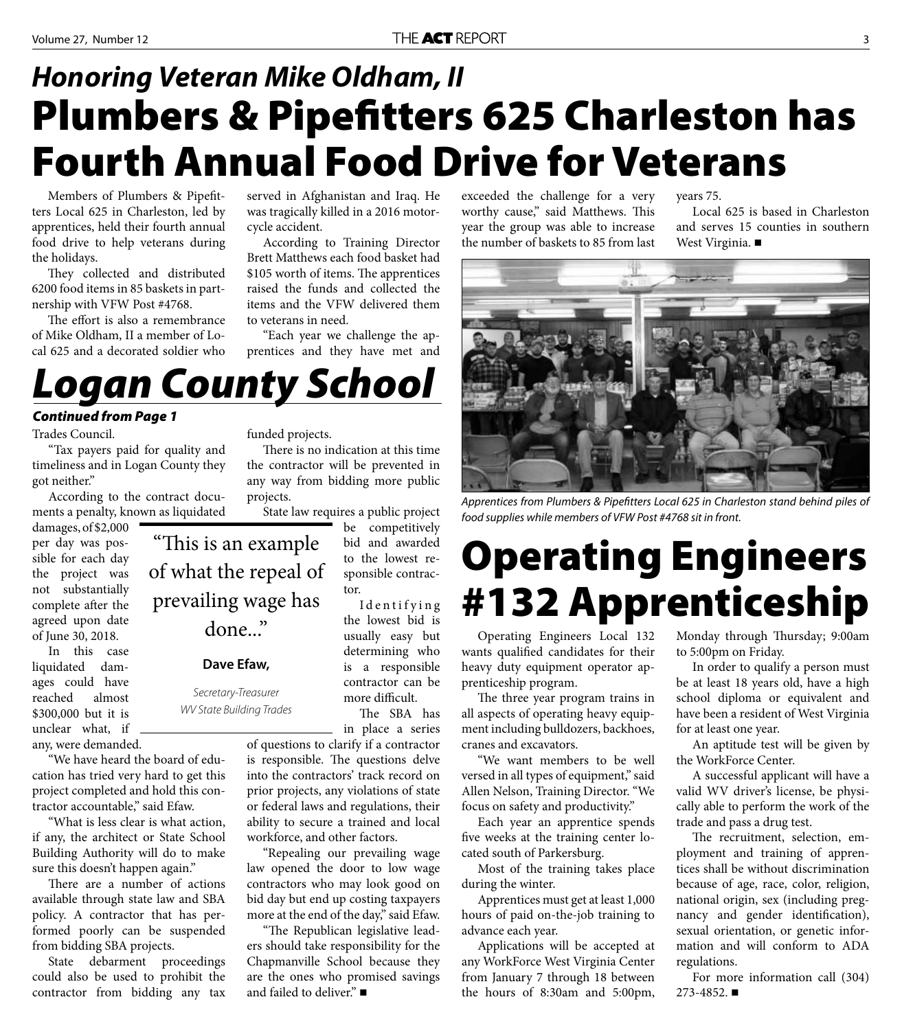## *Honoring Veteran Mike Oldham, II*

# Plumbers & Pipefitters 625 Charleston has Fourth Annual Food Drive for Veterans

Members of Plumbers & Pipefitters Local 625 in Charleston, led by apprentices, held their fourth annual food drive to help veterans during the holidays.

They collected and distributed 6200 food items in 85 baskets in partnership with VFW Post #4768.

The effort is also a remembrance of Mike Oldham, II a member of Local 625 and a decorated soldier who served in Afghanistan and Iraq. He was tragically killed in a 2016 motorcycle accident.

According to Training Director Brett Matthews each food basket had $105 worth of items. The apprentices raised the funds and collected the items and the VFW delivered them to veterans in need.

"Each year we challenge the apprentices and they have met and exceeded the challenge for a very worthy cause," said Matthews. This year the group was able to increase the number of baskets to 85 from last years 75.

Local 625 is based in Charleston and serves 15 counties in southern West Virginia. ■

*Apprentices from Plumbers & Pipefitters Local 625 in Charleston stand behind piles of food supplies while members of VFW Post #4768 sit in front.*

# *Logan County School*

***Continued from Page 1***

Trades Council.

"Tax payers paid for quality and timeliness and in Logan County they got neither."

According to the contract documents a penalty, known as liquidated damages, of $2,000 per day was possible for each day the project was not substantially complete after the agreed upon date of June 30, 2018.

In this case liquidated damages could have reached almost $300,000 but it is unclear what, if any, were demanded.

"We have heard the board of education has tried very hard to get this project completed and hold this contractor accountable," said Efaw.

"What is less clear is what action, if any, the architect or State School Building Authority will do to make sure this doesn't happen again."

There are a number of actions available through state law and SBA policy. A contractor that has performed poorly can be suspended from bidding SBA projects.

State debarment proceedings could also be used to prohibit the contractor from bidding any tax funded projects.

There is no indication at this time the contractor will be prevented in any way from bidding more public projects.

State law requires a public project be competitively bid and awarded to the lowest responsible contractor.

Identifying the lowest bid is usually easy but determining who is a responsible contractor can be more difficult.

The SBA has in place a series of questions to clarify if a contractor is responsible. The questions delve into the contractors' track record on prior projects, any violations of state or federal laws and regulations, their ability to secure a trained and local workforce, and other factors.

"Repealing our prevailing wage law opened the door to low wage contractors who may look good on bid day but end up costing taxpayers more at the end of the day," said Efaw.

"The Republican legislative leaders should take responsibility for the Chapmanville School because they are the ones who promised savings and failed to deliver." ■

> "This is an example of what the repeal of prevailing wage has done..."
>
> **Dave Efaw,**
>
> *Secretary-Treasurer*
> *WV State Building Trades*

# Operating Engineers #132 Apprenticeship

Operating Engineers Local 132 wants qualified candidates for their heavy duty equipment operator apprenticeship program.

The three year program trains in all aspects of operating heavy equipment including bulldozers, backhoes, cranes and excavators.

"We want members to be well versed in all types of equipment," said Allen Nelson, Training Director. "We focus on safety and productivity."

Each year an apprentice spends five weeks at the training center located south of Parkersburg.

Most of the training takes place during the winter.

Apprentices must get at least 1,000 hours of paid on-the-job training to advance each year.

Applications will be accepted at any WorkForce West Virginia Center from January 7 through 18 between the hours of 8:30am and 5:00pm, Monday through Thursday; 9:00am to 5:00pm on Friday.

In order to qualify a person must be at least 18 years old, have a high school diploma or equivalent and have been a resident of West Virginia for at least one year.

An aptitude test will be given by the WorkForce Center.

A successful applicant will have a valid WV driver's license, be physically able to perform the work of the trade and pass a drug test.

The recruitment, selection, employment and training of apprentices shall be without discrimination because of age, race, color, religion, national origin, sex (including pregnancy and gender identification), sexual orientation, or genetic information and will conform to ADA regulations.

For more information call (304) 273-4852. ■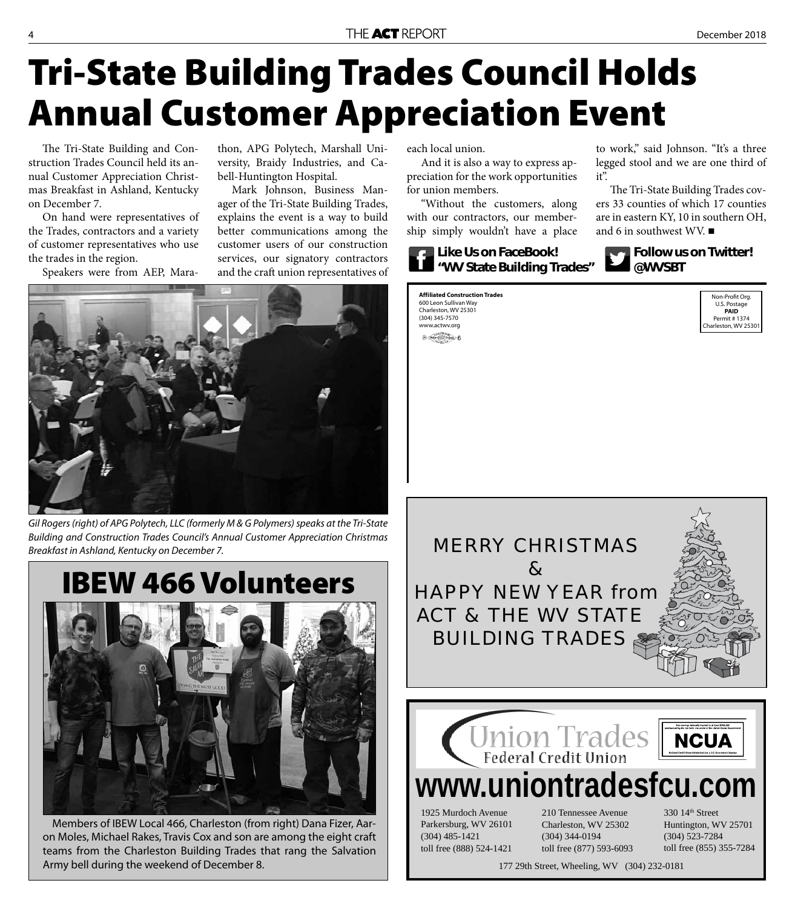# Tri-State Building Trades Council Holds Annual Customer Appreciation Event

The Tri-State Building and Construction Trades Council held its annual Customer Appreciation Christmas Breakfast in Ashland, Kentucky on December 7.

On hand were representatives of the Trades, contractors and a variety of customer representatives who use the trades in the region.

Speakers were from AEP, Marathon, APG Polytech, Marshall University, Braidy Industries, and Cabell-Huntington Hospital.

Mark Johnson, Business Manager of the Tri-State Building Trades, explains the event is a way to build better communications among the customer users of our construction services, our signatory contractors and the craft union representatives of each local union.

And it is also a way to express appreciation for the work opportunities for union members.

"Without the customers, along with our contractors, our membership simply wouldn't have a place to work," said Johnson. "It's a three legged stool and we are one third of it".

The Tri-State Building Trades covers 33 counties of which 17 counties are in eastern KY, 10 in southern OH, and 6 in southwest WV. ■

*Gil Rogers (right) of APG Polytech, LLC (formerly M & G Polymers) speaks at the Tri-State Building and Construction Trades Council's Annual Customer Appreciation Christmas Breakfast in Ashland, Kentucky on December 7.*

**Like Us on FaceBook! "WV State Building Trades"**

**Follow us on Twitter! @WVSBT**

## IBEW 466 Volunteers

Members of IBEW Local 466, Charleston (from right) Dana Fizer, Aaron Moles, Michael Rakes, Travis Cox and son are among the eight craft teams from the Charleston Building Trades that rang the Salvation Army bell during the weekend of December 8.

**Affiliated Construction Trades**
600 Leon Sullivan Way
Charleston, WV 25301
(304) 345-7570
www.actwv.org

Non-Profit Org.
U.S. Postage
**PAID**
Permit # 1374
Charleston, WV 25301

MERRY CHRISTMAS
&
HAPPY NEW YEAR from
ACT & THE WV STATE
BUILDING TRADES

Union Trades
Federal Credit Union

NCUA

**www.uniontradesfcu.com**

1925 Murdoch Avenue
Parkersburg, WV 26101
(304) 485-1421
toll free (888) 524-1421

210 Tennessee Avenue
Charleston, WV 25302
(304) 344-0194
toll free (877) 593-6093

330 14th Street
Huntington, WV 25701
(304) 523-7284
toll free (855) 355-7284

177 29th Street, Wheeling, WV (304) 232-0181